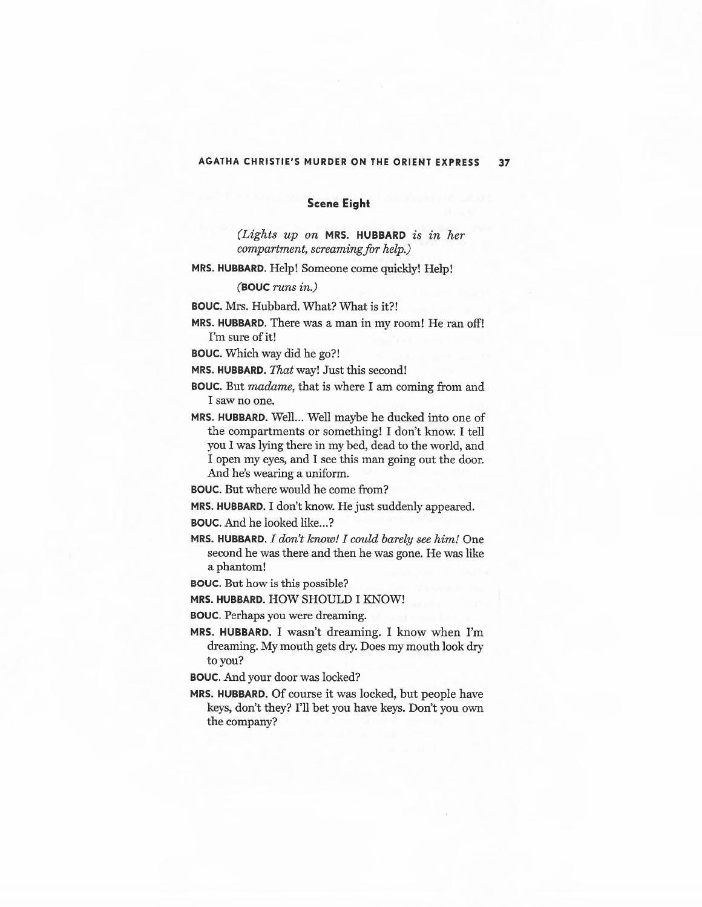### Scene Eight

*(Lights up on* **MRS. HUBBARD** *is in her compartment, screaming for help.)*

**MRS. HUBBARD.** Help! Someone come quickly! Help!

*(***BOUC** *runs in.)*

**BOUC.** Mrs. Hubbard. What? What is it?!

**MRS. HUBBARD.** There was a man in my room! He ran off! I'm sure of it!

**BOUC.** Which way did he go?!

**MRS. HUBBARD.** *That* way! Just this second!

**BOUC.** But *madame,* that is where I am coming from and I saw no one.

**MRS. HUBBARD.** Well… Well maybe he ducked into one of the compartments or something! I don't know. I tell you I was lying there in my bed, dead to the world, and I open my eyes, and I see this man going out the door. And he's wearing a uniform.

**BOUC.** But where would he come from?

**MRS. HUBBARD.** I don't know. He just suddenly appeared.

**BOUC.** And he looked like…?

**MRS. HUBBARD.** *I don't know! I could barely see him!* One second he was there and then he was gone. He was like a phantom!

**BOUC.** But how is this possible?

**MRS. HUBBARD.** HOW SHOULD I KNOW!

**BOUC.** Perhaps you were dreaming.

**MRS. HUBBARD.** I wasn't dreaming. I know when I'm dreaming. My mouth gets dry. Does my mouth look dry to you?

**BOUC.** And your door was locked?

**MRS. HUBBARD.** Of course it was locked, but people have keys, don't they? I'll bet you have keys. Don't you own the company?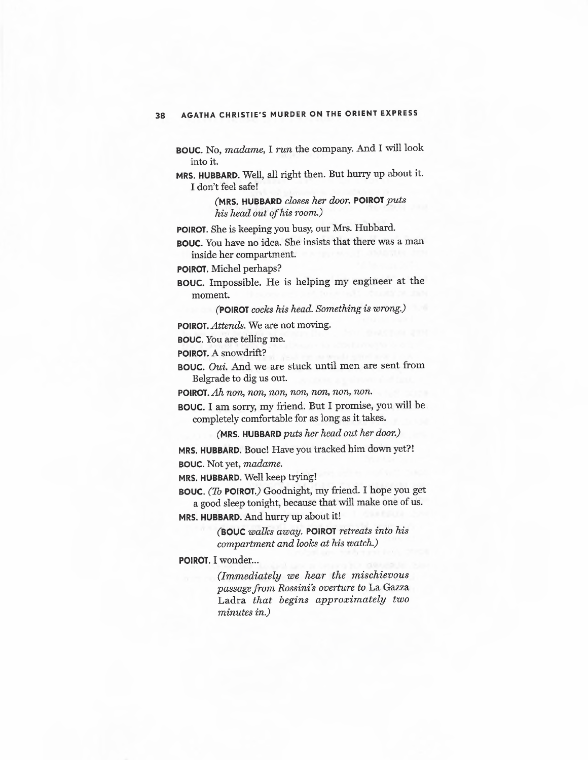**BOUC.** No, *madame*, I *run* the company. And I will look into it.

**MRS. HUBBARD.** Well, all right then. But hurry up about it. I don't feel safe!

*(**MRS. HUBBARD** closes her door. **POIROT** puts his head out of his room.)*

**POIROT.** She is keeping you busy, our Mrs. Hubbard.

**BOUC.** You have no idea. She insists that there was a man inside her compartment.

**POIROT.** Michel perhaps?

**BOUC.** Impossible. He is helping my engineer at the moment.

*(**POIROT** cocks his head. Something is wrong.)*

**POIROT.** *Attends.* We are not moving.

**BOUC.** You are telling me.

**POIROT.** A snowdrift?

**BOUC.** *Oui.* And we are stuck until men are sent from Belgrade to dig us out.

**POIROT.** *Ah non, non, non, non, non, non, non.*

**BOUC.** I am sorry, my friend. But I promise, you will be completely comfortable for as long as it takes.

*(**MRS. HUBBARD** puts her head out her door.)*

**MRS. HUBBARD.** Bouc! Have you tracked him down yet?!

**BOUC.** Not yet, *madame.*

**MRS. HUBBARD.** Well keep trying!

**BOUC.** *(To **POIROT**.)* Goodnight, my friend. I hope you get a good sleep tonight, because that will make one of us.

**MRS. HUBBARD.** And hurry up about it!

*(**BOUC** walks away. **POIROT** retreats into his compartment and looks at his watch.)*

**POIROT.** I wonder...

*(Immediately we hear the mischievous passage from Rossini's overture to* La Gazza Ladra *that begins approximately two minutes in.)*